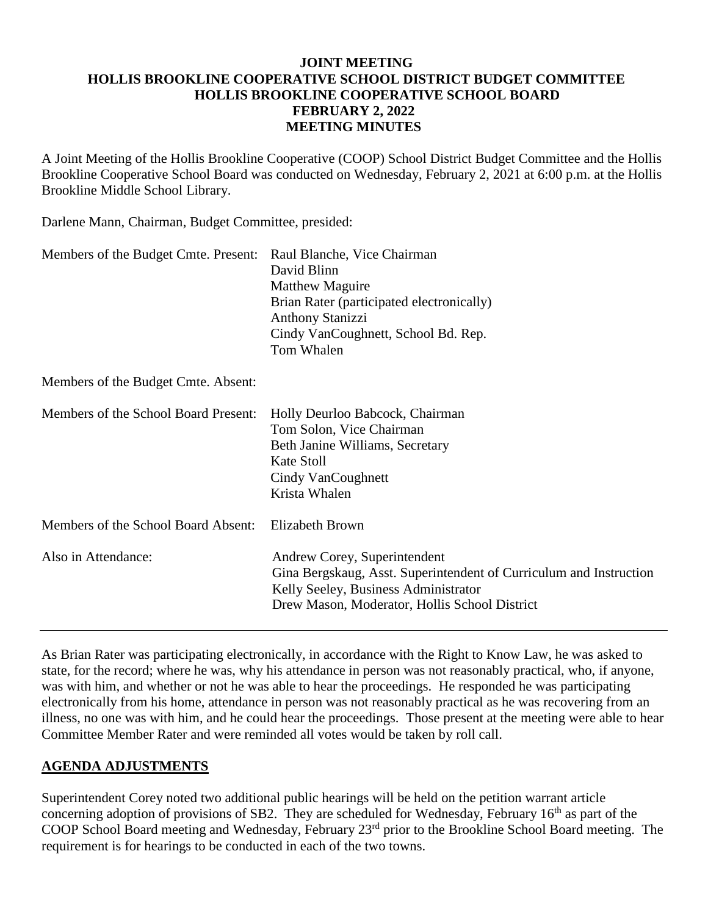**JOINT MEETING**
**HOLLIS BROOKLINE COOPERATIVE SCHOOL DISTRICT BUDGET COMMITTEE**
**HOLLIS BROOKLINE COOPERATIVE SCHOOL BOARD**
**FEBRUARY 2, 2022**
**MEETING MINUTES**

A Joint Meeting of the Hollis Brookline Cooperative (COOP) School District Budget Committee and the Hollis Brookline Cooperative School Board was conducted on Wednesday, February 2, 2021 at 6:00 p.m. at the Hollis Brookline Middle School Library.

Darlene Mann, Chairman, Budget Committee, presided:

| | |
|---|---|
| Members of the Budget Cmte. Present: | Raul Blanche, Vice Chairman<br>David Blinn<br>Matthew Maguire<br>Brian Rater (participated electronically)<br>Anthony Stanizzi<br>Cindy VanCoughnett, School Bd. Rep.<br>Tom Whalen |
| Members of the Budget Cmte. Absent: | |
| Members of the School Board Present: | Holly Deurloo Babcock, Chairman<br>Tom Solon, Vice Chairman<br>Beth Janine Williams, Secretary<br>Kate Stoll<br>Cindy VanCoughnett<br>Krista Whalen |
| Members of the School Board Absent: | Elizabeth Brown |
| Also in Attendance: | Andrew Corey, Superintendent<br>Gina Bergskaug, Asst. Superintendent of Curriculum and Instruction<br>Kelly Seeley, Business Administrator<br>Drew Mason, Moderator, Hollis School District |

---

As Brian Rater was participating electronically, in accordance with the Right to Know Law, he was asked to state, for the record; where he was, why his attendance in person was not reasonably practical, who, if anyone, was with him, and whether or not he was able to hear the proceedings. He responded he was participating electronically from his home, attendance in person was not reasonably practical as he was recovering from an illness, no one was with him, and he could hear the proceedings. Those present at the meeting were able to hear Committee Member Rater and were reminded all votes would be taken by roll call.

## AGENDA ADJUSTMENTS

Superintendent Corey noted two additional public hearings will be held on the petition warrant article concerning adoption of provisions of SB2. They are scheduled for Wednesday, February 16th as part of the COOP School Board meeting and Wednesday, February 23rd prior to the Brookline School Board meeting. The requirement is for hearings to be conducted in each of the two towns.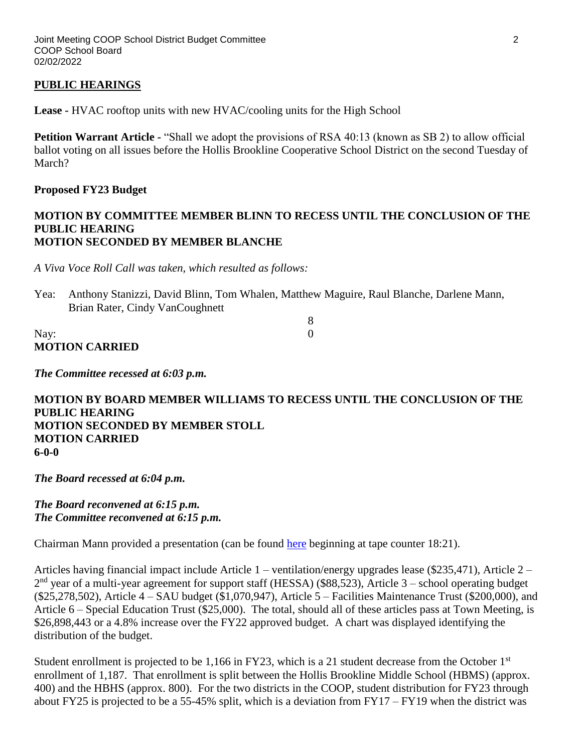## PUBLIC HEARINGS

**Lease -** HVAC rooftop units with new HVAC/cooling units for the High School

**Petition Warrant Article -** "Shall we adopt the provisions of RSA 40:13 (known as SB 2) to allow official ballot voting on all issues before the Hollis Brookline Cooperative School District on the second Tuesday of March?

**Proposed FY23 Budget**

**MOTION BY COMMITTEE MEMBER BLINN TO RECESS UNTIL THE CONCLUSION OF THE PUBLIC HEARING**
**MOTION SECONDED BY MEMBER BLANCHE**

*A Viva Voce Roll Call was taken, which resulted as follows:*

Yea: Anthony Stanizzi, David Blinn, Tom Whalen, Matthew Maguire, Raul Blanche, Darlene Mann, Brian Rater, Cindy VanCoughnett
8

Nay: 0

**MOTION CARRIED**

***The Committee recessed at 6:03 p.m.***

**MOTION BY BOARD MEMBER WILLIAMS TO RECESS UNTIL THE CONCLUSION OF THE PUBLIC HEARING**
**MOTION SECONDED BY MEMBER STOLL**
**MOTION CARRIED**
**6-0-0**

***The Board recessed at 6:04 p.m.***

***The Board reconvened at 6:15 p.m.***
***The Committee reconvened at 6:15 p.m.***

Chairman Mann provided a presentation (can be found here beginning at tape counter 18:21).

Articles having financial impact include Article 1 – ventilation/energy upgrades lease ($235,471), Article 2 – 2nd year of a multi-year agreement for support staff (HESSA) ($88,523), Article 3 – school operating budget ($25,278,502), Article 4 – SAU budget ($1,070,947), Article 5 – Facilities Maintenance Trust ($200,000), and Article 6 – Special Education Trust ($25,000). The total, should all of these articles pass at Town Meeting, is $26,898,443 or a 4.8% increase over the FY22 approved budget. A chart was displayed identifying the distribution of the budget.

Student enrollment is projected to be 1,166 in FY23, which is a 21 student decrease from the October 1st enrollment of 1,187. That enrollment is split between the Hollis Brookline Middle School (HBMS) (approx. 400) and the HBHS (approx. 800). For the two districts in the COOP, student distribution for FY23 through about FY25 is projected to be a 55-45% split, which is a deviation from FY17 – FY19 when the district was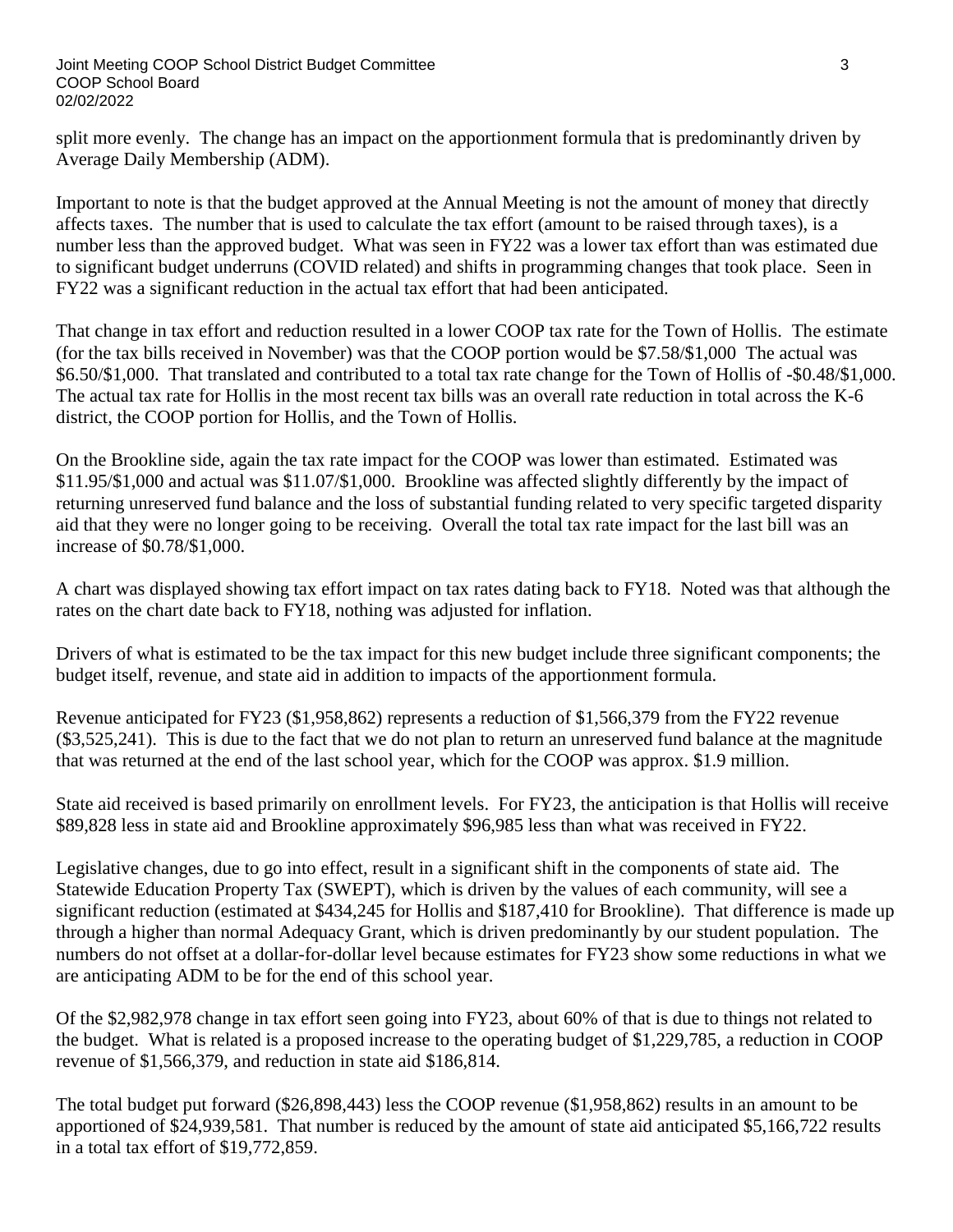split more evenly. The change has an impact on the apportionment formula that is predominantly driven by Average Daily Membership (ADM).

Important to note is that the budget approved at the Annual Meeting is not the amount of money that directly affects taxes. The number that is used to calculate the tax effort (amount to be raised through taxes), is a number less than the approved budget. What was seen in FY22 was a lower tax effort than was estimated due to significant budget underruns (COVID related) and shifts in programming changes that took place. Seen in FY22 was a significant reduction in the actual tax effort that had been anticipated.

That change in tax effort and reduction resulted in a lower COOP tax rate for the Town of Hollis. The estimate (for the tax bills received in November) was that the COOP portion would be $7.58/$1,000 The actual was $6.50/$1,000. That translated and contributed to a total tax rate change for the Town of Hollis of -$0.48/$1,000. The actual tax rate for Hollis in the most recent tax bills was an overall rate reduction in total across the K-6 district, the COOP portion for Hollis, and the Town of Hollis.

On the Brookline side, again the tax rate impact for the COOP was lower than estimated. Estimated was $11.95/$1,000 and actual was $11.07/$1,000. Brookline was affected slightly differently by the impact of returning unreserved fund balance and the loss of substantial funding related to very specific targeted disparity aid that they were no longer going to be receiving. Overall the total tax rate impact for the last bill was an increase of $0.78/$1,000.

A chart was displayed showing tax effort impact on tax rates dating back to FY18. Noted was that although the rates on the chart date back to FY18, nothing was adjusted for inflation.

Drivers of what is estimated to be the tax impact for this new budget include three significant components; the budget itself, revenue, and state aid in addition to impacts of the apportionment formula.

Revenue anticipated for FY23 ($1,958,862) represents a reduction of $1,566,379 from the FY22 revenue ($3,525,241). This is due to the fact that we do not plan to return an unreserved fund balance at the magnitude that was returned at the end of the last school year, which for the COOP was approx. $1.9 million.

State aid received is based primarily on enrollment levels. For FY23, the anticipation is that Hollis will receive $89,828 less in state aid and Brookline approximately $96,985 less than what was received in FY22.

Legislative changes, due to go into effect, result in a significant shift in the components of state aid. The Statewide Education Property Tax (SWEPT), which is driven by the values of each community, will see a significant reduction (estimated at $434,245 for Hollis and $187,410 for Brookline). That difference is made up through a higher than normal Adequacy Grant, which is driven predominantly by our student population. The numbers do not offset at a dollar-for-dollar level because estimates for FY23 show some reductions in what we are anticipating ADM to be for the end of this school year.

Of the $2,982,978 change in tax effort seen going into FY23, about 60% of that is due to things not related to the budget. What is related is a proposed increase to the operating budget of $1,229,785, a reduction in COOP revenue of $1,566,379, and reduction in state aid $186,814.

The total budget put forward ($26,898,443) less the COOP revenue ($1,958,862) results in an amount to be apportioned of $24,939,581. That number is reduced by the amount of state aid anticipated $5,166,722 results in a total tax effort of $19,772,859.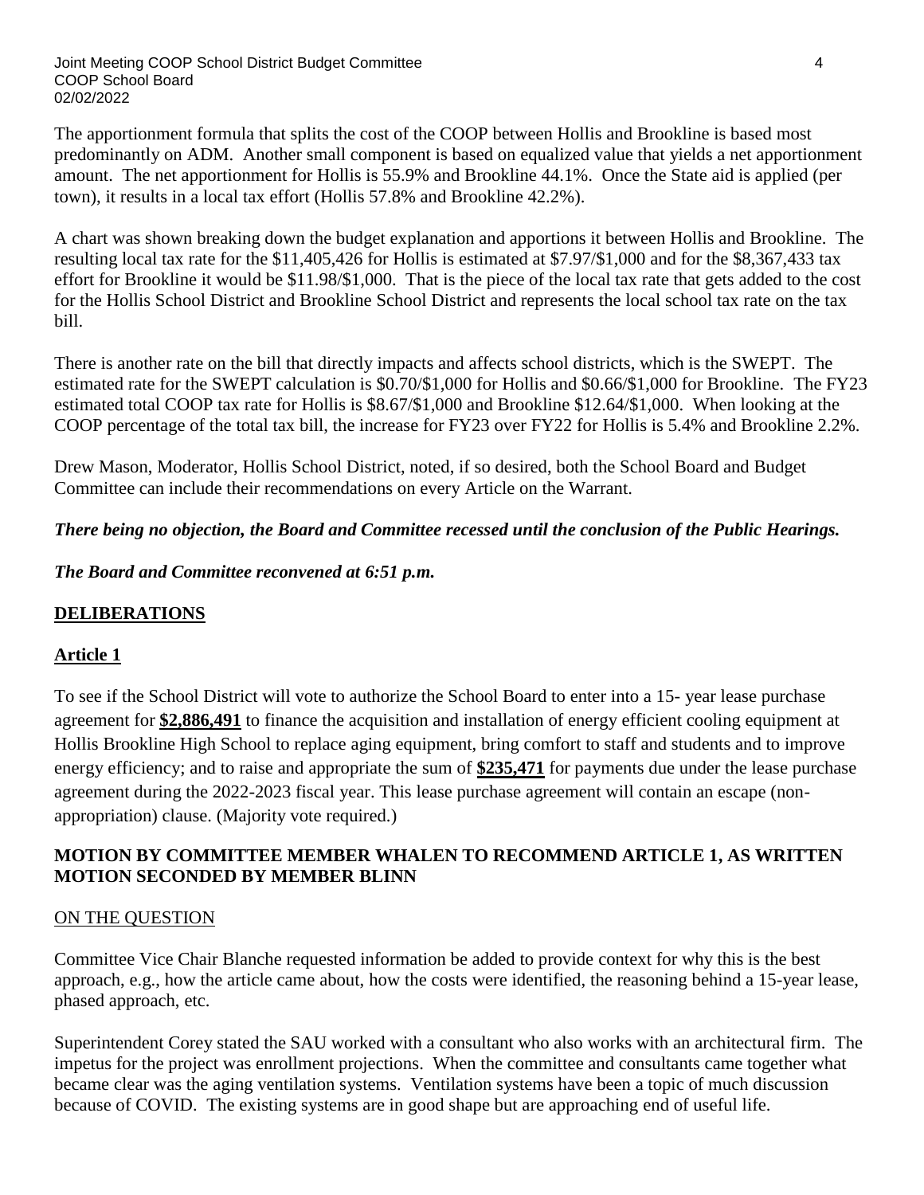The apportionment formula that splits the cost of the COOP between Hollis and Brookline is based most predominantly on ADM. Another small component is based on equalized value that yields a net apportionment amount. The net apportionment for Hollis is 55.9% and Brookline 44.1%. Once the State aid is applied (per town), it results in a local tax effort (Hollis 57.8% and Brookline 42.2%).

A chart was shown breaking down the budget explanation and apportions it between Hollis and Brookline. The resulting local tax rate for the $11,405,426 for Hollis is estimated at $7.97/$1,000 and for the $8,367,433 tax effort for Brookline it would be $11.98/$1,000. That is the piece of the local tax rate that gets added to the cost for the Hollis School District and Brookline School District and represents the local school tax rate on the tax bill.

There is another rate on the bill that directly impacts and affects school districts, which is the SWEPT. The estimated rate for the SWEPT calculation is $0.70/$1,000 for Hollis and $0.66/$1,000 for Brookline. The FY23 estimated total COOP tax rate for Hollis is $8.67/$1,000 and Brookline $12.64/$1,000. When looking at the COOP percentage of the total tax bill, the increase for FY23 over FY22 for Hollis is 5.4% and Brookline 2.2%.

Drew Mason, Moderator, Hollis School District, noted, if so desired, both the School Board and Budget Committee can include their recommendations on every Article on the Warrant.

***There being no objection, the Board and Committee recessed until the conclusion of the Public Hearings.***

***The Board and Committee reconvened at 6:51 p.m.***

## DELIBERATIONS

### Article 1

To see if the School District will vote to authorize the School Board to enter into a 15- year lease purchase agreement for **$2,886,491** to finance the acquisition and installation of energy efficient cooling equipment at Hollis Brookline High School to replace aging equipment, bring comfort to staff and students and to improve energy efficiency; and to raise and appropriate the sum of **$235,471** for payments due under the lease purchase agreement during the 2022-2023 fiscal year. This lease purchase agreement will contain an escape (non-appropriation) clause. (Majority vote required.)

**MOTION BY COMMITTEE MEMBER WHALEN TO RECOMMEND ARTICLE 1, AS WRITTEN**
**MOTION SECONDED BY MEMBER BLINN**

ON THE QUESTION

Committee Vice Chair Blanche requested information be added to provide context for why this is the best approach, e.g., how the article came about, how the costs were identified, the reasoning behind a 15-year lease, phased approach, etc.

Superintendent Corey stated the SAU worked with a consultant who also works with an architectural firm. The impetus for the project was enrollment projections. When the committee and consultants came together what became clear was the aging ventilation systems. Ventilation systems have been a topic of much discussion because of COVID. The existing systems are in good shape but are approaching end of useful life.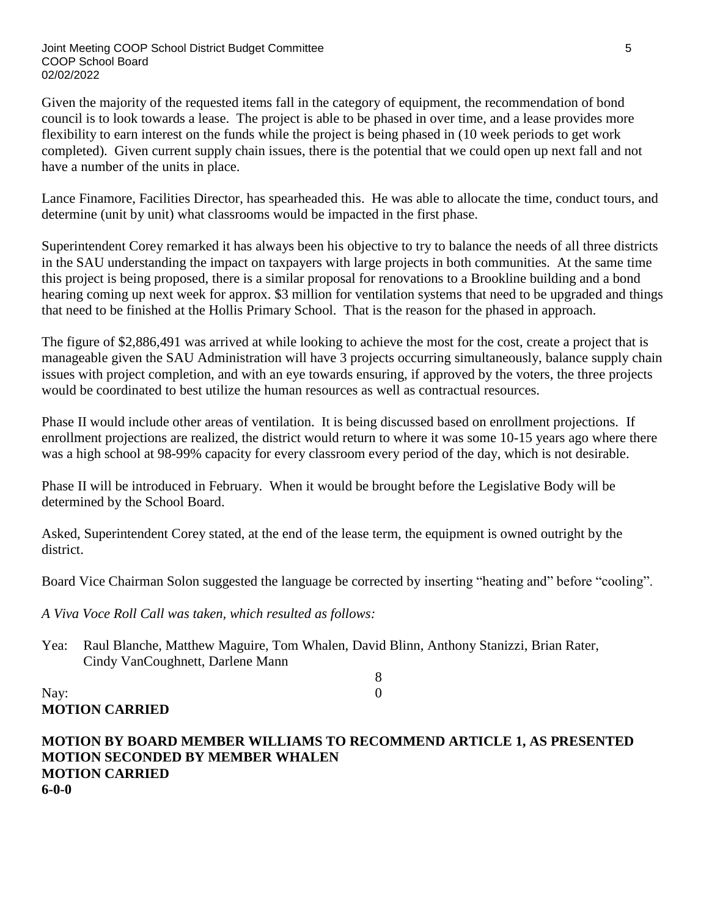Given the majority of the requested items fall in the category of equipment, the recommendation of bond council is to look towards a lease. The project is able to be phased in over time, and a lease provides more flexibility to earn interest on the funds while the project is being phased in (10 week periods to get work completed). Given current supply chain issues, there is the potential that we could open up next fall and not have a number of the units in place.

Lance Finamore, Facilities Director, has spearheaded this. He was able to allocate the time, conduct tours, and determine (unit by unit) what classrooms would be impacted in the first phase.

Superintendent Corey remarked it has always been his objective to try to balance the needs of all three districts in the SAU understanding the impact on taxpayers with large projects in both communities. At the same time this project is being proposed, there is a similar proposal for renovations to a Brookline building and a bond hearing coming up next week for approx. $3 million for ventilation systems that need to be upgraded and things that need to be finished at the Hollis Primary School. That is the reason for the phased in approach.

The figure of $2,886,491 was arrived at while looking to achieve the most for the cost, create a project that is manageable given the SAU Administration will have 3 projects occurring simultaneously, balance supply chain issues with project completion, and with an eye towards ensuring, if approved by the voters, the three projects would be coordinated to best utilize the human resources as well as contractual resources.

Phase II would include other areas of ventilation. It is being discussed based on enrollment projections. If enrollment projections are realized, the district would return to where it was some 10-15 years ago where there was a high school at 98-99% capacity for every classroom every period of the day, which is not desirable.

Phase II will be introduced in February. When it would be brought before the Legislative Body will be determined by the School Board.

Asked, Superintendent Corey stated, at the end of the lease term, the equipment is owned outright by the district.

Board Vice Chairman Solon suggested the language be corrected by inserting "heating and" before "cooling".

*A Viva Voce Roll Call was taken, which resulted as follows:*

Yea: Raul Blanche, Matthew Maguire, Tom Whalen, David Blinn, Anthony Stanizzi, Brian Rater, Cindy VanCoughnett, Darlene Mann

8

Nay: 0

**MOTION CARRIED**

**MOTION BY BOARD MEMBER WILLIAMS TO RECOMMEND ARTICLE 1, AS PRESENTED**
**MOTION SECONDED BY MEMBER WHALEN**
**MOTION CARRIED**
**6-0-0**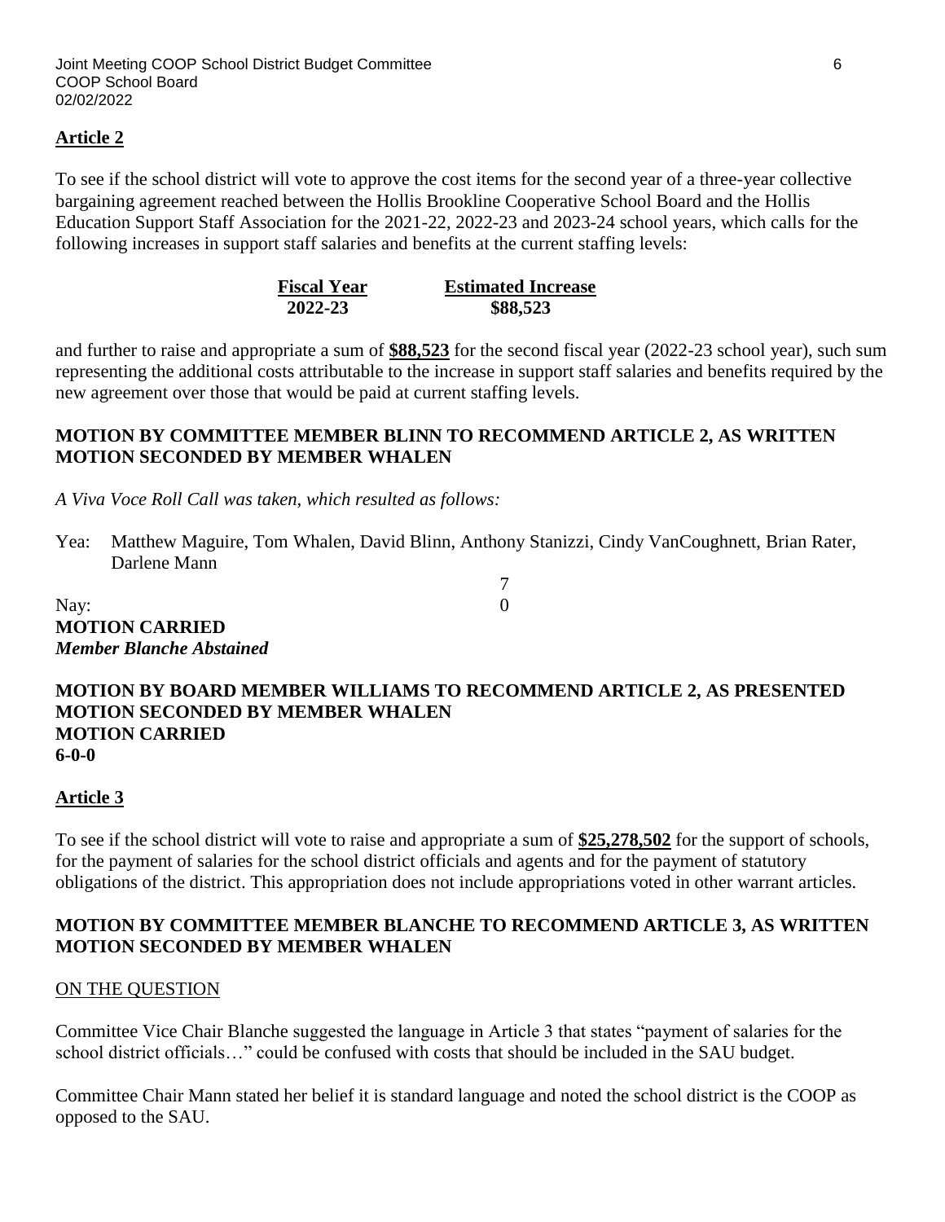## Article 2

To see if the school district will vote to approve the cost items for the second year of a three-year collective bargaining agreement reached between the Hollis Brookline Cooperative School Board and the Hollis Education Support Staff Association for the 2021-22, 2022-23 and 2023-24 school years, which calls for the following increases in support staff salaries and benefits at the current staffing levels:

| Fiscal Year | Estimated Increase |
|---|---|
| 2022-23 | $88,523 |

and further to raise and appropriate a sum of **$88,523** for the second fiscal year (2022-23 school year), such sum representing the additional costs attributable to the increase in support staff salaries and benefits required by the new agreement over those that would be paid at current staffing levels.

**MOTION BY COMMITTEE MEMBER BLINN TO RECOMMEND ARTICLE 2, AS WRITTEN**
**MOTION SECONDED BY MEMBER WHALEN**

*A Viva Voce Roll Call was taken, which resulted as follows:*

Yea: Matthew Maguire, Tom Whalen, David Blinn, Anthony Stanizzi, Cindy VanCoughnett, Brian Rater, Darlene Mann
7

Nay: 0

**MOTION CARRIED**
***Member Blanche Abstained***

**MOTION BY BOARD MEMBER WILLIAMS TO RECOMMEND ARTICLE 2, AS PRESENTED**
**MOTION SECONDED BY MEMBER WHALEN**
**MOTION CARRIED**
**6-0-0**

## Article 3

To see if the school district will vote to raise and appropriate a sum of **$25,278,502** for the support of schools, for the payment of salaries for the school district officials and agents and for the payment of statutory obligations of the district. This appropriation does not include appropriations voted in other warrant articles.

**MOTION BY COMMITTEE MEMBER BLANCHE TO RECOMMEND ARTICLE 3, AS WRITTEN**
**MOTION SECONDED BY MEMBER WHALEN**

ON THE QUESTION

Committee Vice Chair Blanche suggested the language in Article 3 that states "payment of salaries for the school district officials…" could be confused with costs that should be included in the SAU budget.

Committee Chair Mann stated her belief it is standard language and noted the school district is the COOP as opposed to the SAU.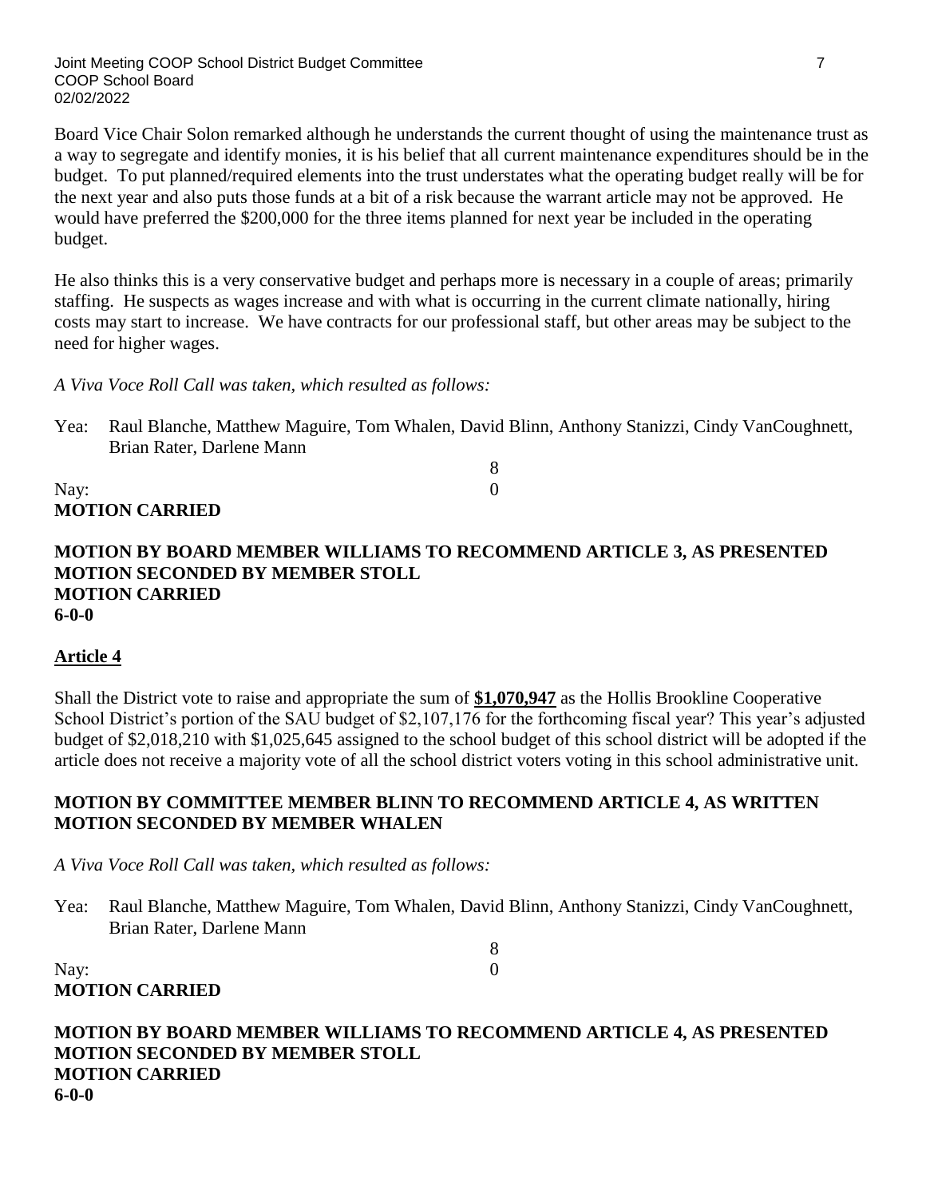Board Vice Chair Solon remarked although he understands the current thought of using the maintenance trust as a way to segregate and identify monies, it is his belief that all current maintenance expenditures should be in the budget. To put planned/required elements into the trust understates what the operating budget really will be for the next year and also puts those funds at a bit of a risk because the warrant article may not be approved. He would have preferred the $200,000 for the three items planned for next year be included in the operating budget.

He also thinks this is a very conservative budget and perhaps more is necessary in a couple of areas; primarily staffing. He suspects as wages increase and with what is occurring in the current climate nationally, hiring costs may start to increase. We have contracts for our professional staff, but other areas may be subject to the need for higher wages.

*A Viva Voce Roll Call was taken, which resulted as follows:*

Yea: Raul Blanche, Matthew Maguire, Tom Whalen, David Blinn, Anthony Stanizzi, Cindy VanCoughnett, Brian Rater, Darlene Mann
8

Nay: 0

**MOTION CARRIED**

**MOTION BY BOARD MEMBER WILLIAMS TO RECOMMEND ARTICLE 3, AS PRESENTED**
**MOTION SECONDED BY MEMBER STOLL**
**MOTION CARRIED**
**6-0-0**

## Article 4

Shall the District vote to raise and appropriate the sum of **$1,070,947** as the Hollis Brookline Cooperative School District's portion of the SAU budget of $2,107,176 for the forthcoming fiscal year? This year's adjusted budget of $2,018,210 with $1,025,645 assigned to the school budget of this school district will be adopted if the article does not receive a majority vote of all the school district voters voting in this school administrative unit.

**MOTION BY COMMITTEE MEMBER BLINN TO RECOMMEND ARTICLE 4, AS WRITTEN**
**MOTION SECONDED BY MEMBER WHALEN**

*A Viva Voce Roll Call was taken, which resulted as follows:*

Yea: Raul Blanche, Matthew Maguire, Tom Whalen, David Blinn, Anthony Stanizzi, Cindy VanCoughnett, Brian Rater, Darlene Mann
8

Nay: 0

**MOTION CARRIED**

**MOTION BY BOARD MEMBER WILLIAMS TO RECOMMEND ARTICLE 4, AS PRESENTED**
**MOTION SECONDED BY MEMBER STOLL**
**MOTION CARRIED**
**6-0-0**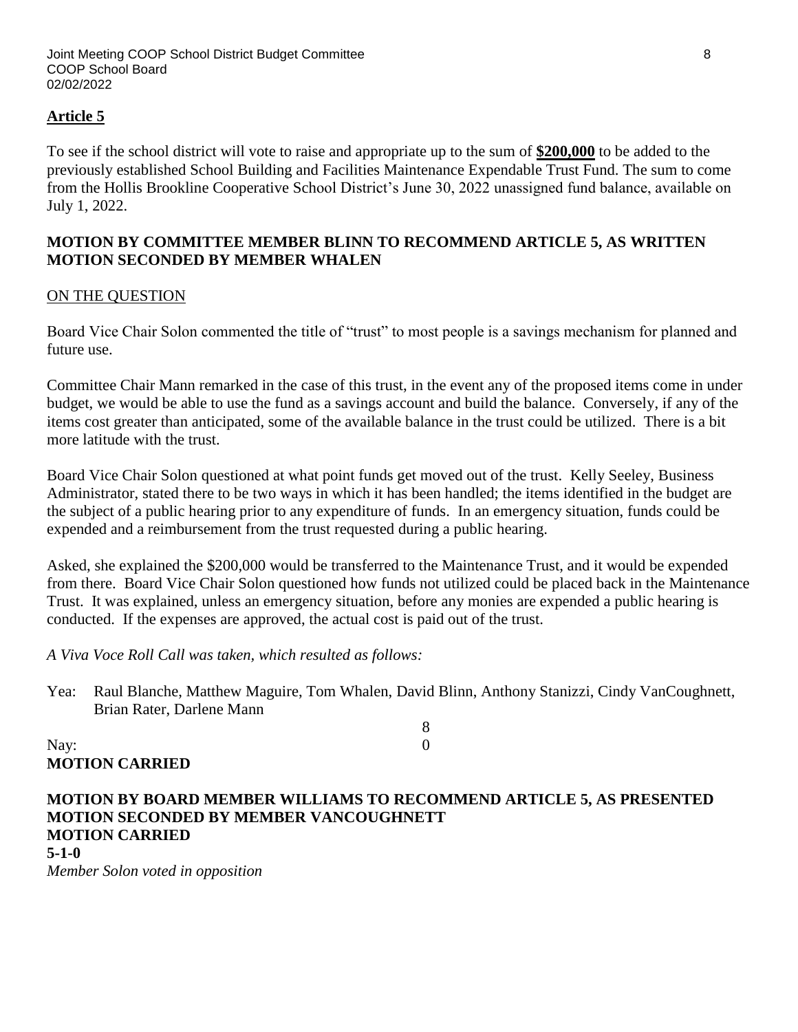**Article 5**

To see if the school district will vote to raise and appropriate up to the sum of **$200,000** to be added to the previously established School Building and Facilities Maintenance Expendable Trust Fund. The sum to come from the Hollis Brookline Cooperative School District's June 30, 2022 unassigned fund balance, available on July 1, 2022.

**MOTION BY COMMITTEE MEMBER BLINN TO RECOMMEND ARTICLE 5, AS WRITTEN**
**MOTION SECONDED BY MEMBER WHALEN**

ON THE QUESTION

Board Vice Chair Solon commented the title of "trust" to most people is a savings mechanism for planned and future use.

Committee Chair Mann remarked in the case of this trust, in the event any of the proposed items come in under budget, we would be able to use the fund as a savings account and build the balance. Conversely, if any of the items cost greater than anticipated, some of the available balance in the trust could be utilized. There is a bit more latitude with the trust.

Board Vice Chair Solon questioned at what point funds get moved out of the trust. Kelly Seeley, Business Administrator, stated there to be two ways in which it has been handled; the items identified in the budget are the subject of a public hearing prior to any expenditure of funds. In an emergency situation, funds could be expended and a reimbursement from the trust requested during a public hearing.

Asked, she explained the $200,000 would be transferred to the Maintenance Trust, and it would be expended from there. Board Vice Chair Solon questioned how funds not utilized could be placed back in the Maintenance Trust. It was explained, unless an emergency situation, before any monies are expended a public hearing is conducted. If the expenses are approved, the actual cost is paid out of the trust.

*A Viva Voce Roll Call was taken, which resulted as follows:*

Yea: Raul Blanche, Matthew Maguire, Tom Whalen, David Blinn, Anthony Stanizzi, Cindy VanCoughnett, Brian Rater, Darlene Mann
8

Nay: 0

**MOTION CARRIED**

**MOTION BY BOARD MEMBER WILLIAMS TO RECOMMEND ARTICLE 5, AS PRESENTED**
**MOTION SECONDED BY MEMBER VANCOUGHNETT**
**MOTION CARRIED**
**5-1-0**
*Member Solon voted in opposition*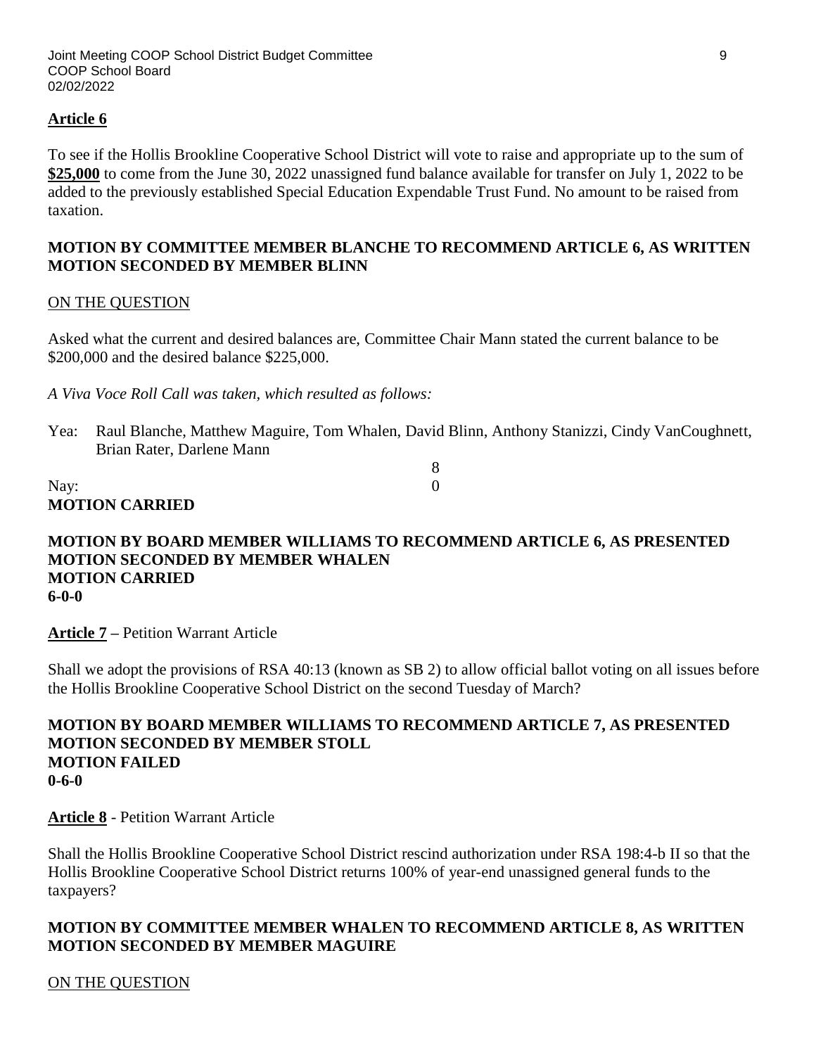**Article 6**

To see if the Hollis Brookline Cooperative School District will vote to raise and appropriate up to the sum of **$25,000** to come from the June 30, 2022 unassigned fund balance available for transfer on July 1, 2022 to be added to the previously established Special Education Expendable Trust Fund. No amount to be raised from taxation.

**MOTION BY COMMITTEE MEMBER BLANCHE TO RECOMMEND ARTICLE 6, AS WRITTEN**
**MOTION SECONDED BY MEMBER BLINN**

ON THE QUESTION

Asked what the current and desired balances are, Committee Chair Mann stated the current balance to be $200,000 and the desired balance $225,000.

*A Viva Voce Roll Call was taken, which resulted as follows:*

Yea: Raul Blanche, Matthew Maguire, Tom Whalen, David Blinn, Anthony Stanizzi, Cindy VanCoughnett, Brian Rater, Darlene Mann
8

Nay: 0

**MOTION CARRIED**

**MOTION BY BOARD MEMBER WILLIAMS TO RECOMMEND ARTICLE 6, AS PRESENTED**
**MOTION SECONDED BY MEMBER WHALEN**
**MOTION CARRIED**
**6-0-0**

**Article 7** – Petition Warrant Article

Shall we adopt the provisions of RSA 40:13 (known as SB 2) to allow official ballot voting on all issues before the Hollis Brookline Cooperative School District on the second Tuesday of March?

**MOTION BY BOARD MEMBER WILLIAMS TO RECOMMEND ARTICLE 7, AS PRESENTED**
**MOTION SECONDED BY MEMBER STOLL**
**MOTION FAILED**
**0-6-0**

**Article 8** - Petition Warrant Article

Shall the Hollis Brookline Cooperative School District rescind authorization under RSA 198:4-b II so that the Hollis Brookline Cooperative School District returns 100% of year-end unassigned general funds to the taxpayers?

**MOTION BY COMMITTEE MEMBER WHALEN TO RECOMMEND ARTICLE 8, AS WRITTEN**
**MOTION SECONDED BY MEMBER MAGUIRE**

ON THE QUESTION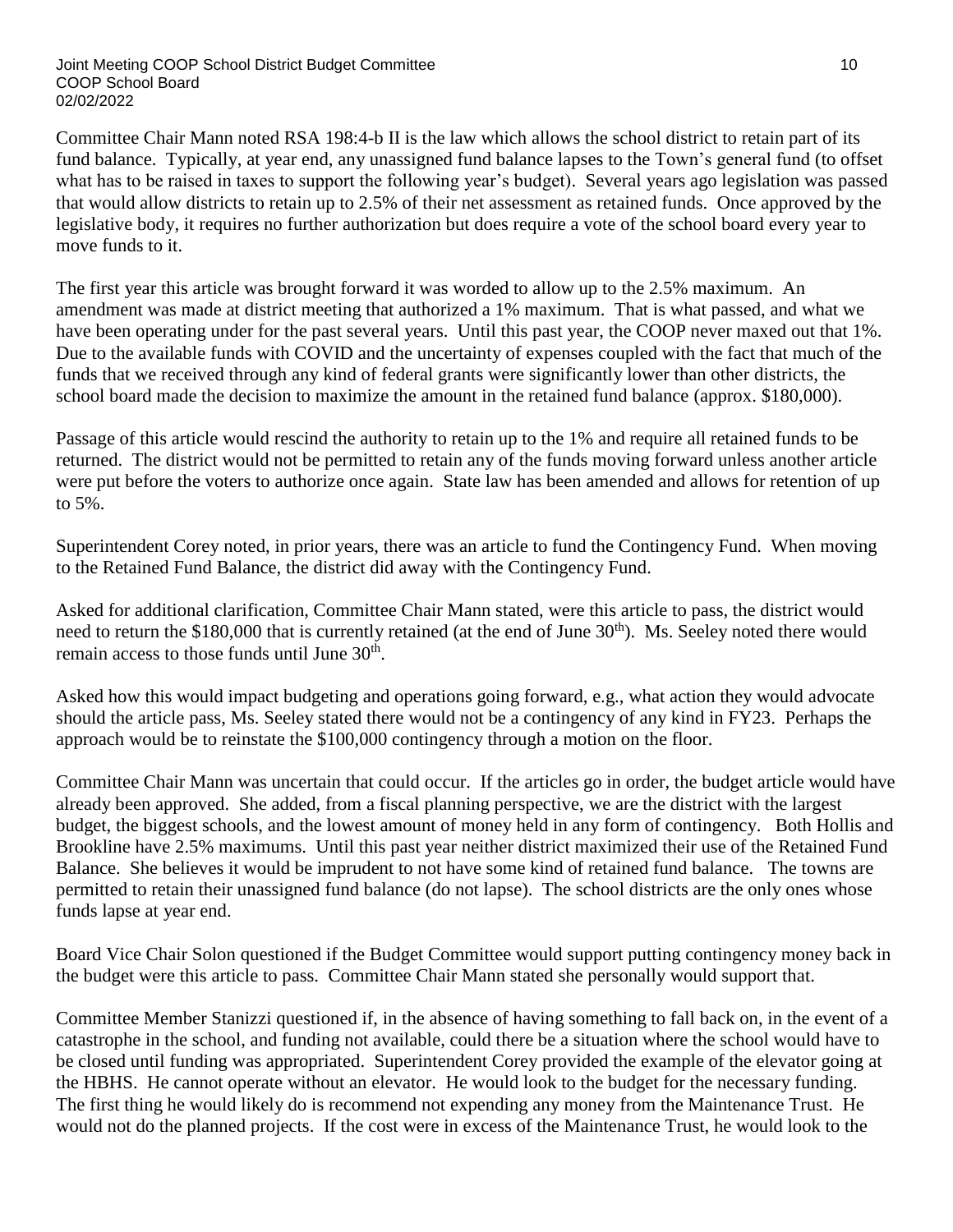Committee Chair Mann noted RSA 198:4-b II is the law which allows the school district to retain part of its fund balance. Typically, at year end, any unassigned fund balance lapses to the Town's general fund (to offset what has to be raised in taxes to support the following year's budget). Several years ago legislation was passed that would allow districts to retain up to 2.5% of their net assessment as retained funds. Once approved by the legislative body, it requires no further authorization but does require a vote of the school board every year to move funds to it.

The first year this article was brought forward it was worded to allow up to the 2.5% maximum. An amendment was made at district meeting that authorized a 1% maximum. That is what passed, and what we have been operating under for the past several years. Until this past year, the COOP never maxed out that 1%. Due to the available funds with COVID and the uncertainty of expenses coupled with the fact that much of the funds that we received through any kind of federal grants were significantly lower than other districts, the school board made the decision to maximize the amount in the retained fund balance (approx. $180,000).

Passage of this article would rescind the authority to retain up to the 1% and require all retained funds to be returned. The district would not be permitted to retain any of the funds moving forward unless another article were put before the voters to authorize once again. State law has been amended and allows for retention of up to 5%.

Superintendent Corey noted, in prior years, there was an article to fund the Contingency Fund. When moving to the Retained Fund Balance, the district did away with the Contingency Fund.

Asked for additional clarification, Committee Chair Mann stated, were this article to pass, the district would need to return the $180,000 that is currently retained (at the end of June 30th). Ms. Seeley noted there would remain access to those funds until June 30th.

Asked how this would impact budgeting and operations going forward, e.g., what action they would advocate should the article pass, Ms. Seeley stated there would not be a contingency of any kind in FY23. Perhaps the approach would be to reinstate the $100,000 contingency through a motion on the floor.

Committee Chair Mann was uncertain that could occur. If the articles go in order, the budget article would have already been approved. She added, from a fiscal planning perspective, we are the district with the largest budget, the biggest schools, and the lowest amount of money held in any form of contingency. Both Hollis and Brookline have 2.5% maximums. Until this past year neither district maximized their use of the Retained Fund Balance. She believes it would be imprudent to not have some kind of retained fund balance. The towns are permitted to retain their unassigned fund balance (do not lapse). The school districts are the only ones whose funds lapse at year end.

Board Vice Chair Solon questioned if the Budget Committee would support putting contingency money back in the budget were this article to pass. Committee Chair Mann stated she personally would support that.

Committee Member Stanizzi questioned if, in the absence of having something to fall back on, in the event of a catastrophe in the school, and funding not available, could there be a situation where the school would have to be closed until funding was appropriated. Superintendent Corey provided the example of the elevator going at the HBHS. He cannot operate without an elevator. He would look to the budget for the necessary funding. The first thing he would likely do is recommend not expending any money from the Maintenance Trust. He would not do the planned projects. If the cost were in excess of the Maintenance Trust, he would look to the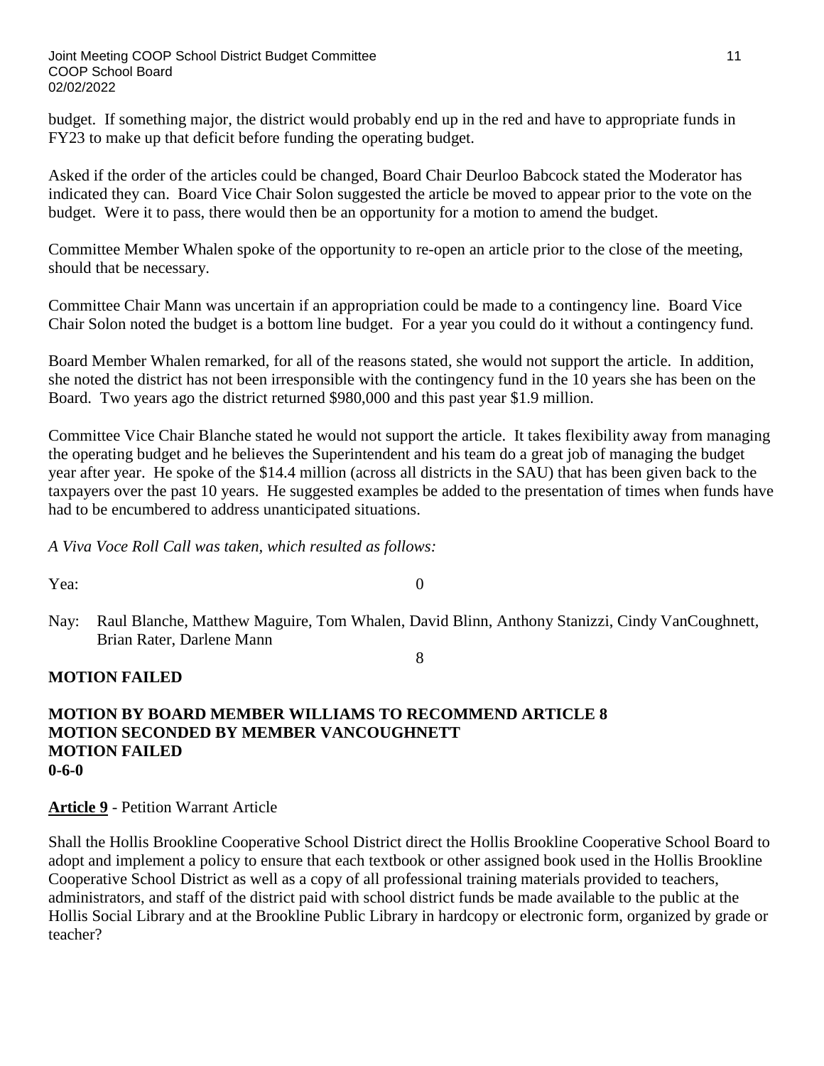budget. If something major, the district would probably end up in the red and have to appropriate funds in FY23 to make up that deficit before funding the operating budget.

Asked if the order of the articles could be changed, Board Chair Deurloo Babcock stated the Moderator has indicated they can. Board Vice Chair Solon suggested the article be moved to appear prior to the vote on the budget. Were it to pass, there would then be an opportunity for a motion to amend the budget.

Committee Member Whalen spoke of the opportunity to re-open an article prior to the close of the meeting, should that be necessary.

Committee Chair Mann was uncertain if an appropriation could be made to a contingency line. Board Vice Chair Solon noted the budget is a bottom line budget. For a year you could do it without a contingency fund.

Board Member Whalen remarked, for all of the reasons stated, she would not support the article. In addition, she noted the district has not been irresponsible with the contingency fund in the 10 years she has been on the Board. Two years ago the district returned $980,000 and this past year $1.9 million.

Committee Vice Chair Blanche stated he would not support the article. It takes flexibility away from managing the operating budget and he believes the Superintendent and his team do a great job of managing the budget year after year. He spoke of the $14.4 million (across all districts in the SAU) that has been given back to the taxpayers over the past 10 years. He suggested examples be added to the presentation of times when funds have had to be encumbered to address unanticipated situations.

*A Viva Voce Roll Call was taken, which resulted as follows:*

Yea: 0

Nay: Raul Blanche, Matthew Maguire, Tom Whalen, David Blinn, Anthony Stanizzi, Cindy VanCoughnett, Brian Rater, Darlene Mann

8

**MOTION FAILED**

**MOTION BY BOARD MEMBER WILLIAMS TO RECOMMEND ARTICLE 8**
**MOTION SECONDED BY MEMBER VANCOUGHNETT**
**MOTION FAILED**
**0-6-0**

**Article 9** - Petition Warrant Article

Shall the Hollis Brookline Cooperative School District direct the Hollis Brookline Cooperative School Board to adopt and implement a policy to ensure that each textbook or other assigned book used in the Hollis Brookline Cooperative School District as well as a copy of all professional training materials provided to teachers, administrators, and staff of the district paid with school district funds be made available to the public at the Hollis Social Library and at the Brookline Public Library in hardcopy or electronic form, organized by grade or teacher?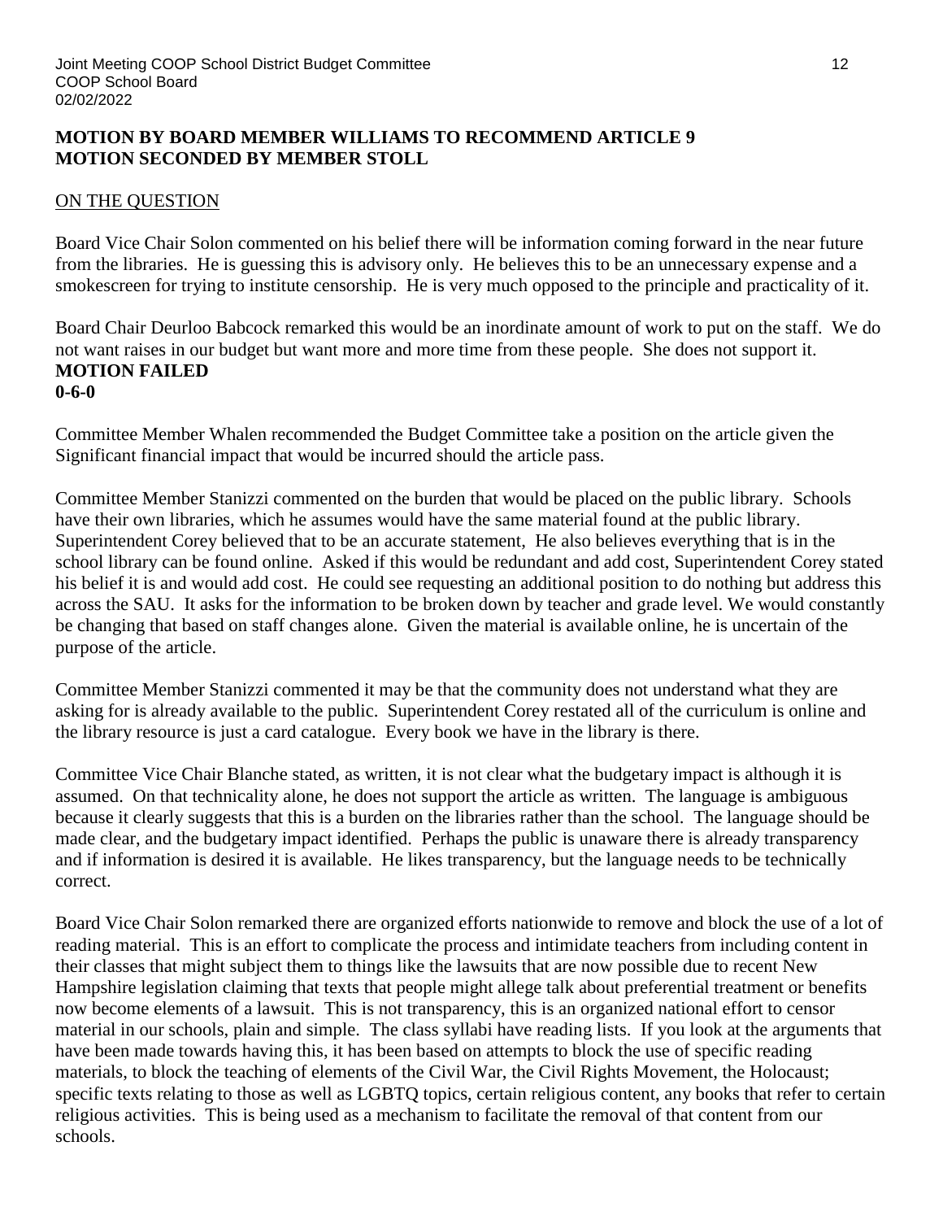**MOTION BY BOARD MEMBER WILLIAMS TO RECOMMEND ARTICLE 9**
**MOTION SECONDED BY MEMBER STOLL**

ON THE QUESTION

Board Vice Chair Solon commented on his belief there will be information coming forward in the near future from the libraries. He is guessing this is advisory only. He believes this to be an unnecessary expense and a smokescreen for trying to institute censorship. He is very much opposed to the principle and practicality of it.

Board Chair Deurloo Babcock remarked this would be an inordinate amount of work to put on the staff. We do not want raises in our budget but want more and more time from these people. She does not support it.
**MOTION FAILED**
**0-6-0**

Committee Member Whalen recommended the Budget Committee take a position on the article given the Significant financial impact that would be incurred should the article pass.

Committee Member Stanizzi commented on the burden that would be placed on the public library. Schools have their own libraries, which he assumes would have the same material found at the public library. Superintendent Corey believed that to be an accurate statement, He also believes everything that is in the school library can be found online. Asked if this would be redundant and add cost, Superintendent Corey stated his belief it is and would add cost. He could see requesting an additional position to do nothing but address this across the SAU. It asks for the information to be broken down by teacher and grade level. We would constantly be changing that based on staff changes alone. Given the material is available online, he is uncertain of the purpose of the article.

Committee Member Stanizzi commented it may be that the community does not understand what they are asking for is already available to the public. Superintendent Corey restated all of the curriculum is online and the library resource is just a card catalogue. Every book we have in the library is there.

Committee Vice Chair Blanche stated, as written, it is not clear what the budgetary impact is although it is assumed. On that technicality alone, he does not support the article as written. The language is ambiguous because it clearly suggests that this is a burden on the libraries rather than the school. The language should be made clear, and the budgetary impact identified. Perhaps the public is unaware there is already transparency and if information is desired it is available. He likes transparency, but the language needs to be technically correct.

Board Vice Chair Solon remarked there are organized efforts nationwide to remove and block the use of a lot of reading material. This is an effort to complicate the process and intimidate teachers from including content in their classes that might subject them to things like the lawsuits that are now possible due to recent New Hampshire legislation claiming that texts that people might allege talk about preferential treatment or benefits now become elements of a lawsuit. This is not transparency, this is an organized national effort to censor material in our schools, plain and simple. The class syllabi have reading lists. If you look at the arguments that have been made towards having this, it has been based on attempts to block the use of specific reading materials, to block the teaching of elements of the Civil War, the Civil Rights Movement, the Holocaust; specific texts relating to those as well as LGBTQ topics, certain religious content, any books that refer to certain religious activities. This is being used as a mechanism to facilitate the removal of that content from our schools.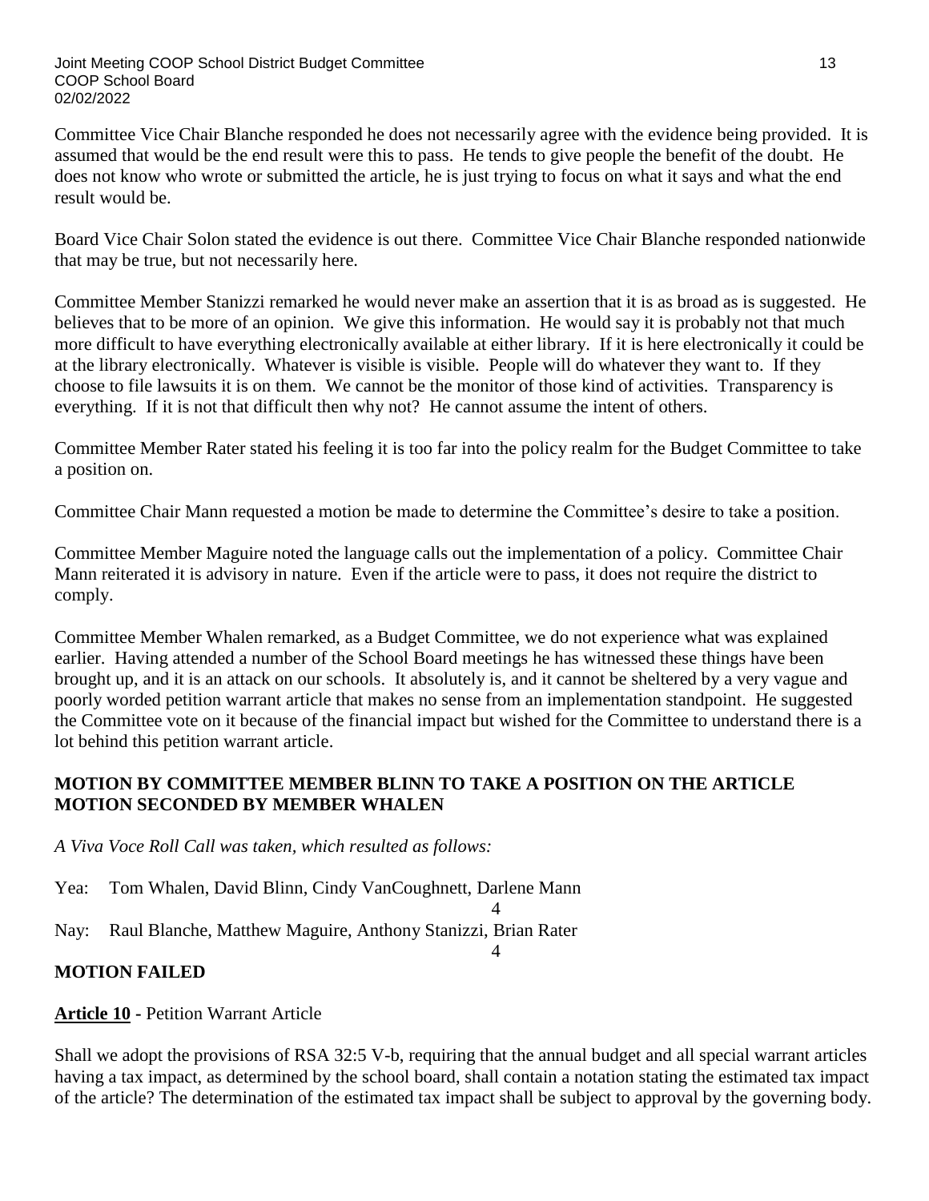Committee Vice Chair Blanche responded he does not necessarily agree with the evidence being provided. It is assumed that would be the end result were this to pass. He tends to give people the benefit of the doubt. He does not know who wrote or submitted the article, he is just trying to focus on what it says and what the end result would be.

Board Vice Chair Solon stated the evidence is out there. Committee Vice Chair Blanche responded nationwide that may be true, but not necessarily here.

Committee Member Stanizzi remarked he would never make an assertion that it is as broad as is suggested. He believes that to be more of an opinion. We give this information. He would say it is probably not that much more difficult to have everything electronically available at either library. If it is here electronically it could be at the library electronically. Whatever is visible is visible. People will do whatever they want to. If they choose to file lawsuits it is on them. We cannot be the monitor of those kind of activities. Transparency is everything. If it is not that difficult then why not? He cannot assume the intent of others.

Committee Member Rater stated his feeling it is too far into the policy realm for the Budget Committee to take a position on.

Committee Chair Mann requested a motion be made to determine the Committee's desire to take a position.

Committee Member Maguire noted the language calls out the implementation of a policy. Committee Chair Mann reiterated it is advisory in nature. Even if the article were to pass, it does not require the district to comply.

Committee Member Whalen remarked, as a Budget Committee, we do not experience what was explained earlier. Having attended a number of the School Board meetings he has witnessed these things have been brought up, and it is an attack on our schools. It absolutely is, and it cannot be sheltered by a very vague and poorly worded petition warrant article that makes no sense from an implementation standpoint. He suggested the Committee vote on it because of the financial impact but wished for the Committee to understand there is a lot behind this petition warrant article.

**MOTION BY COMMITTEE MEMBER BLINN TO TAKE A POSITION ON THE ARTICLE**
**MOTION SECONDED BY MEMBER WHALEN**

*A Viva Voce Roll Call was taken, which resulted as follows:*

Yea: Tom Whalen, David Blinn, Cindy VanCoughnett, Darlene Mann
4
Nay: Raul Blanche, Matthew Maguire, Anthony Stanizzi, Brian Rater
4

**MOTION FAILED**

**Article 10 -** Petition Warrant Article

Shall we adopt the provisions of RSA 32:5 V-b, requiring that the annual budget and all special warrant articles having a tax impact, as determined by the school board, shall contain a notation stating the estimated tax impact of the article? The determination of the estimated tax impact shall be subject to approval by the governing body.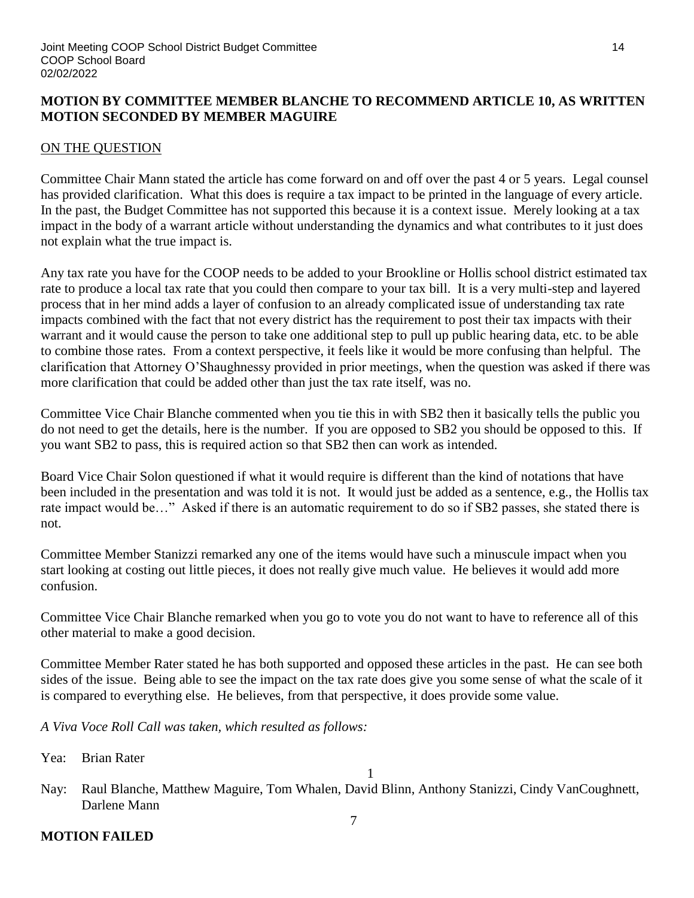**MOTION BY COMMITTEE MEMBER BLANCHE TO RECOMMEND ARTICLE 10, AS WRITTEN**
**MOTION SECONDED BY MEMBER MAGUIRE**

ON THE QUESTION

Committee Chair Mann stated the article has come forward on and off over the past 4 or 5 years. Legal counsel has provided clarification. What this does is require a tax impact to be printed in the language of every article. In the past, the Budget Committee has not supported this because it is a context issue. Merely looking at a tax impact in the body of a warrant article without understanding the dynamics and what contributes to it just does not explain what the true impact is.

Any tax rate you have for the COOP needs to be added to your Brookline or Hollis school district estimated tax rate to produce a local tax rate that you could then compare to your tax bill. It is a very multi-step and layered process that in her mind adds a layer of confusion to an already complicated issue of understanding tax rate impacts combined with the fact that not every district has the requirement to post their tax impacts with their warrant and it would cause the person to take one additional step to pull up public hearing data, etc. to be able to combine those rates. From a context perspective, it feels like it would be more confusing than helpful. The clarification that Attorney O'Shaughnessy provided in prior meetings, when the question was asked if there was more clarification that could be added other than just the tax rate itself, was no.

Committee Vice Chair Blanche commented when you tie this in with SB2 then it basically tells the public you do not need to get the details, here is the number. If you are opposed to SB2 you should be opposed to this. If you want SB2 to pass, this is required action so that SB2 then can work as intended.

Board Vice Chair Solon questioned if what it would require is different than the kind of notations that have been included in the presentation and was told it is not. It would just be added as a sentence, e.g., the Hollis tax rate impact would be…" Asked if there is an automatic requirement to do so if SB2 passes, she stated there is not.

Committee Member Stanizzi remarked any one of the items would have such a minuscule impact when you start looking at costing out little pieces, it does not really give much value. He believes it would add more confusion.

Committee Vice Chair Blanche remarked when you go to vote you do not want to have to reference all of this other material to make a good decision.

Committee Member Rater stated he has both supported and opposed these articles in the past. He can see both sides of the issue. Being able to see the impact on the tax rate does give you some sense of what the scale of it is compared to everything else. He believes, from that perspective, it does provide some value.

*A Viva Voce Roll Call was taken, which resulted as follows:*

Yea: Brian Rater — 1

Nay: Raul Blanche, Matthew Maguire, Tom Whalen, David Blinn, Anthony Stanizzi, Cindy VanCoughnett, Darlene Mann — 7

**MOTION FAILED**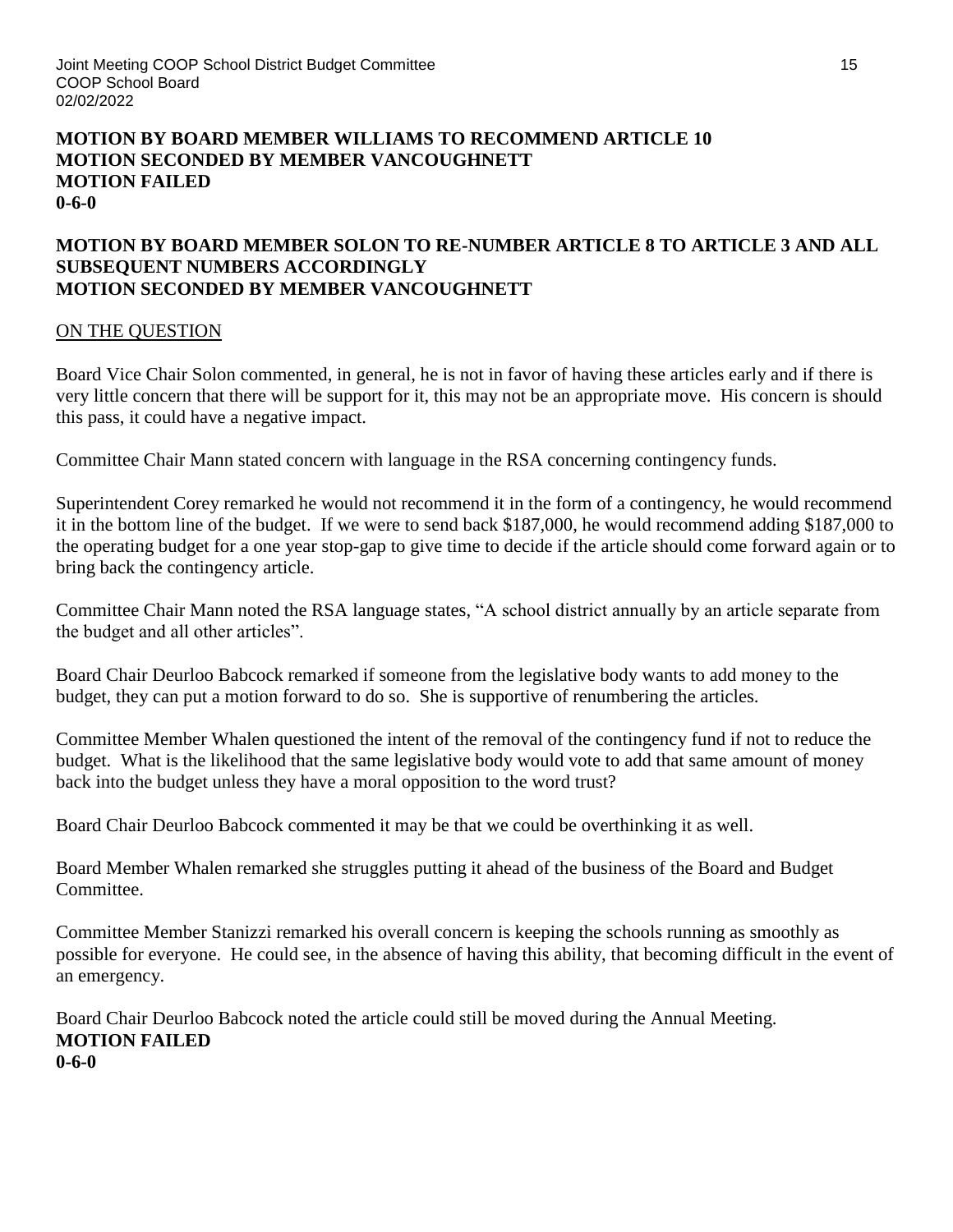**MOTION BY BOARD MEMBER WILLIAMS TO RECOMMEND ARTICLE 10**
**MOTION SECONDED BY MEMBER VANCOUGHNETT**
**MOTION FAILED**
**0-6-0**

**MOTION BY BOARD MEMBER SOLON TO RE-NUMBER ARTICLE 8 TO ARTICLE 3 AND ALL SUBSEQUENT NUMBERS ACCORDINGLY**
**MOTION SECONDED BY MEMBER VANCOUGHNETT**

ON THE QUESTION

Board Vice Chair Solon commented, in general, he is not in favor of having these articles early and if there is very little concern that there will be support for it, this may not be an appropriate move. His concern is should this pass, it could have a negative impact.

Committee Chair Mann stated concern with language in the RSA concerning contingency funds.

Superintendent Corey remarked he would not recommend it in the form of a contingency, he would recommend it in the bottom line of the budget. If we were to send back $187,000, he would recommend adding $187,000 to the operating budget for a one year stop-gap to give time to decide if the article should come forward again or to bring back the contingency article.

Committee Chair Mann noted the RSA language states, "A school district annually by an article separate from the budget and all other articles".

Board Chair Deurloo Babcock remarked if someone from the legislative body wants to add money to the budget, they can put a motion forward to do so. She is supportive of renumbering the articles.

Committee Member Whalen questioned the intent of the removal of the contingency fund if not to reduce the budget. What is the likelihood that the same legislative body would vote to add that same amount of money back into the budget unless they have a moral opposition to the word trust?

Board Chair Deurloo Babcock commented it may be that we could be overthinking it as well.

Board Member Whalen remarked she struggles putting it ahead of the business of the Board and Budget Committee.

Committee Member Stanizzi remarked his overall concern is keeping the schools running as smoothly as possible for everyone. He could see, in the absence of having this ability, that becoming difficult in the event of an emergency.

Board Chair Deurloo Babcock noted the article could still be moved during the Annual Meeting.
**MOTION FAILED**
**0-6-0**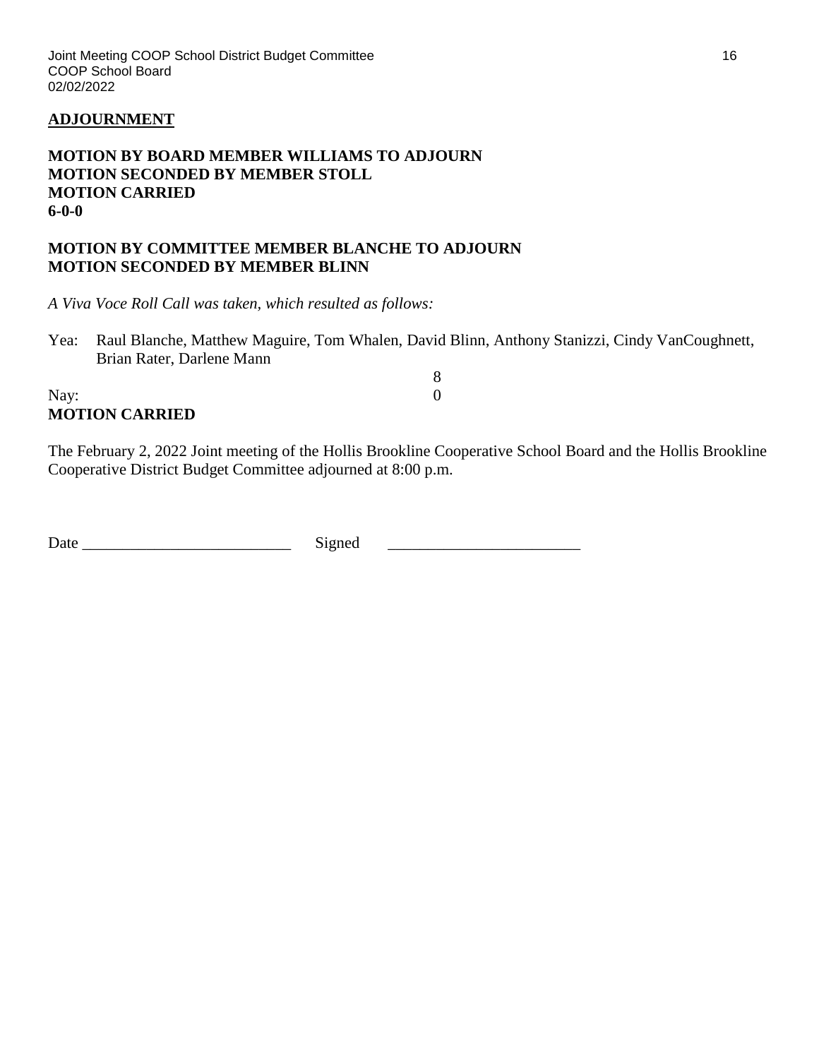**ADJOURNMENT**

**MOTION BY BOARD MEMBER WILLIAMS TO ADJOURN**
**MOTION SECONDED BY MEMBER STOLL**
**MOTION CARRIED**
**6-0-0**

**MOTION BY COMMITTEE MEMBER BLANCHE TO ADJOURN**
**MOTION SECONDED BY MEMBER BLINN**

*A Viva Voce Roll Call was taken, which resulted as follows:*

Yea: Raul Blanche, Matthew Maguire, Tom Whalen, David Blinn, Anthony Stanizzi, Cindy VanCoughnett, Brian Rater, Darlene Mann
8

Nay: 0

**MOTION CARRIED**

The February 2, 2022 Joint meeting of the Hollis Brookline Cooperative School Board and the Hollis Brookline Cooperative District Budget Committee adjourned at 8:00 p.m.

Date __________________________ Signed ________________________